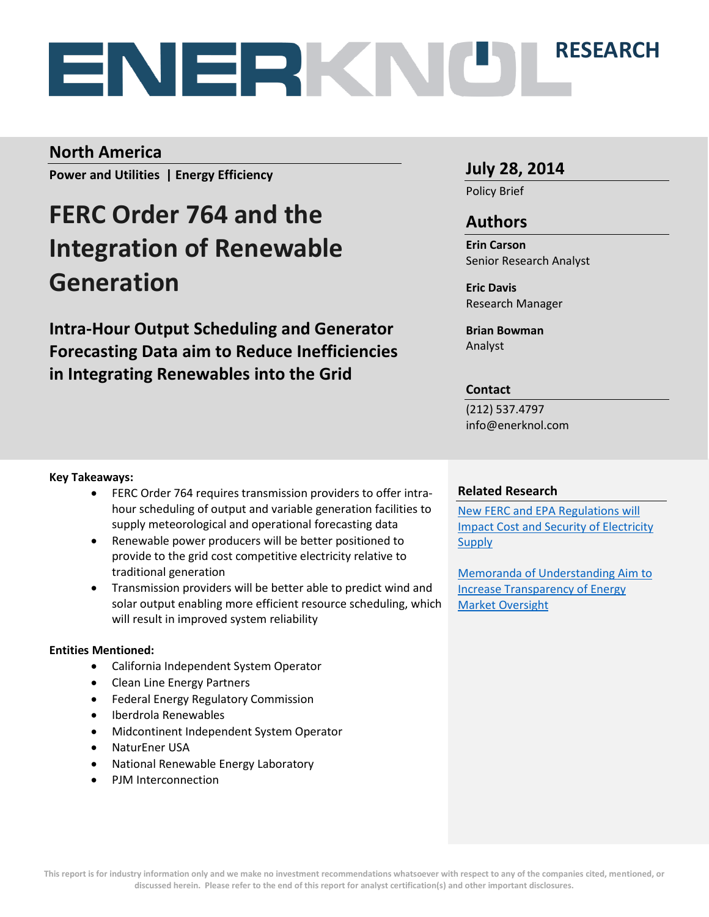# ENERKNOL RESEARCH

## North America

**Power and Utilities | Energy Efficiency**

# FERC Order 764 and the Integration of Renewable Generation

## Intra-Hour Output Scheduling and Generator Forecasting Data aim to Reduce Inefficiencies in Integrating Renewables into the Grid

## July 28, 2014

Policy Brief

## Authors

**Erin Carson**
Senior Research Analyst

**Eric Davis**
Research Manager

**Brian Bowman**
Analyst

### Contact

(212) 537.4797
info@enerknol.com

**Key Takeaways:**

- FERC Order 764 requires transmission providers to offer intra-hour scheduling of output and variable generation facilities to supply meteorological and operational forecasting data
- Renewable power producers will be better positioned to provide to the grid cost competitive electricity relative to traditional generation
- Transmission providers will be better able to predict wind and solar output enabling more efficient resource scheduling, which will result in improved system reliability

**Entities Mentioned:**

- California Independent System Operator
- Clean Line Energy Partners
- Federal Energy Regulatory Commission
- Iberdrola Renewables
- Midcontinent Independent System Operator
- NaturEner USA
- National Renewable Energy Laboratory
- PJM Interconnection

### Related Research

[New FERC and EPA Regulations will Impact Cost and Security of Electricity Supply]

[Memoranda of Understanding Aim to Increase Transparency of Energy Market Oversight]

This report is for industry information only and we make no investment recommendations whatsoever with respect to any of the companies cited, mentioned, or discussed herein. Please refer to the end of this report for analyst certification(s) and other important disclosures.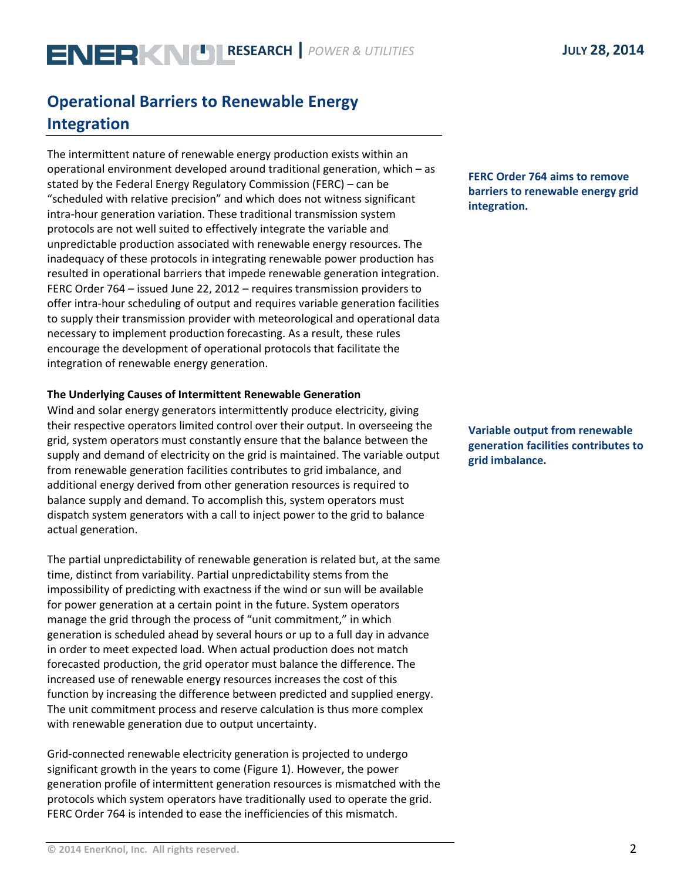## Operational Barriers to Renewable Energy Integration

The intermittent nature of renewable energy production exists within an operational environment developed around traditional generation, which – as stated by the Federal Energy Regulatory Commission (FERC) – can be "scheduled with relative precision" and which does not witness significant intra-hour generation variation. These traditional transmission system protocols are not well suited to effectively integrate the variable and unpredictable production associated with renewable energy resources. The inadequacy of these protocols in integrating renewable power production has resulted in operational barriers that impede renewable generation integration. FERC Order 764 – issued June 22, 2012 – requires transmission providers to offer intra-hour scheduling of output and requires variable generation facilities to supply their transmission provider with meteorological and operational data necessary to implement production forecasting. As a result, these rules encourage the development of operational protocols that facilitate the integration of renewable energy generation.

**FERC Order 764 aims to remove barriers to renewable energy grid integration.**

**The Underlying Causes of Intermittent Renewable Generation**

Wind and solar energy generators intermittently produce electricity, giving their respective operators limited control over their output. In overseeing the grid, system operators must constantly ensure that the balance between the supply and demand of electricity on the grid is maintained. The variable output from renewable generation facilities contributes to grid imbalance, and additional energy derived from other generation resources is required to balance supply and demand. To accomplish this, system operators must dispatch system generators with a call to inject power to the grid to balance actual generation.

**Variable output from renewable generation facilities contributes to grid imbalance.**

The partial unpredictability of renewable generation is related but, at the same time, distinct from variability. Partial unpredictability stems from the impossibility of predicting with exactness if the wind or sun will be available for power generation at a certain point in the future. System operators manage the grid through the process of "unit commitment," in which generation is scheduled ahead by several hours or up to a full day in advance in order to meet expected load. When actual production does not match forecasted production, the grid operator must balance the difference. The increased use of renewable energy resources increases the cost of this function by increasing the difference between predicted and supplied energy. The unit commitment process and reserve calculation is thus more complex with renewable generation due to output uncertainty.

Grid-connected renewable electricity generation is projected to undergo significant growth in the years to come (Figure 1). However, the power generation profile of intermittent generation resources is mismatched with the protocols which system operators have traditionally used to operate the grid. FERC Order 764 is intended to ease the inefficiencies of this mismatch.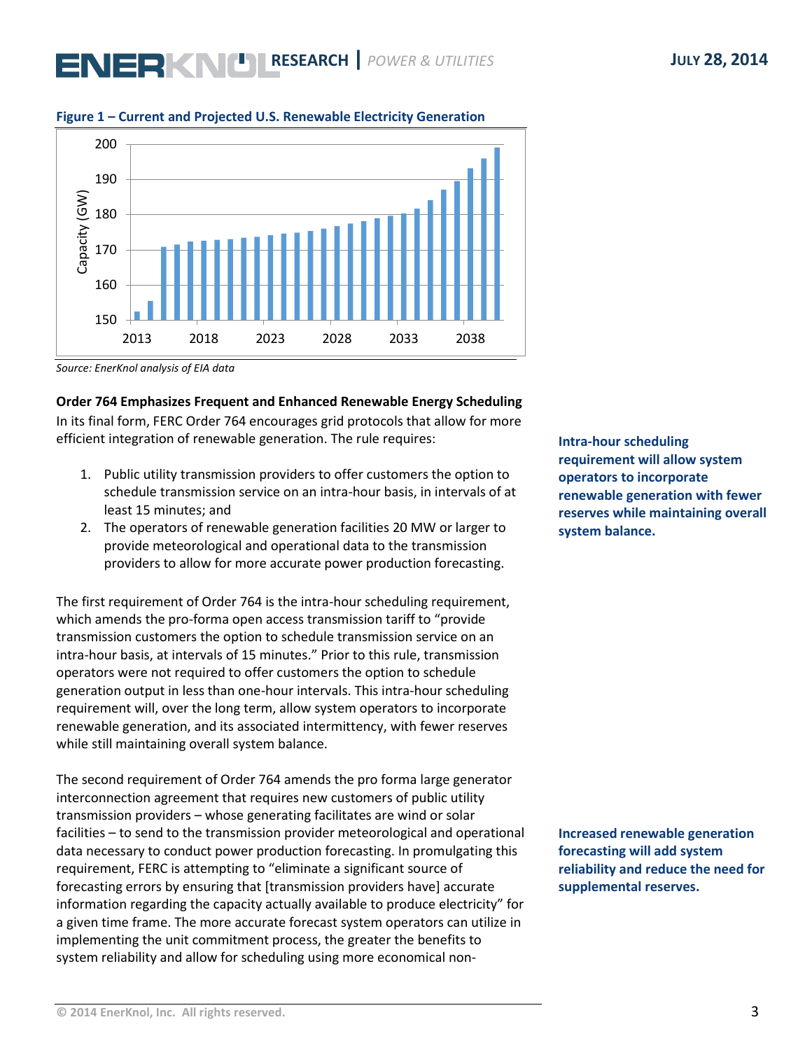**Figure 1 – Current and Projected U.S. Renewable Electricity Generation**

*Source: EnerKnol analysis of EIA data*

**Order 764 Emphasizes Frequent and Enhanced Renewable Energy Scheduling**

In its final form, FERC Order 764 encourages grid protocols that allow for more efficient integration of renewable generation. The rule requires:

1. Public utility transmission providers to offer customers the option to schedule transmission service on an intra-hour basis, in intervals of at least 15 minutes; and
2. The operators of renewable generation facilities 20 MW or larger to provide meteorological and operational data to the transmission providers to allow for more accurate power production forecasting.

**Intra-hour scheduling requirement will allow system operators to incorporate renewable generation with fewer reserves while maintaining overall system balance.**

The first requirement of Order 764 is the intra-hour scheduling requirement, which amends the pro-forma open access transmission tariff to "provide transmission customers the option to schedule transmission service on an intra-hour basis, at intervals of 15 minutes." Prior to this rule, transmission operators were not required to offer customers the option to schedule generation output in less than one-hour intervals. This intra-hour scheduling requirement will, over the long term, allow system operators to incorporate renewable generation, and its associated intermittency, with fewer reserves while still maintaining overall system balance.

**Increased renewable generation forecasting will add system reliability and reduce the need for supplemental reserves.**

The second requirement of Order 764 amends the pro forma large generator interconnection agreement that requires new customers of public utility transmission providers – whose generating facilitates are wind or solar facilities – to send to the transmission provider meteorological and operational data necessary to conduct power production forecasting. In promulgating this requirement, FERC is attempting to "eliminate a significant source of forecasting errors by ensuring that [transmission providers have] accurate information regarding the capacity actually available to produce electricity" for a given time frame. The more accurate forecast system operators can utilize in implementing the unit commitment process, the greater the benefits to system reliability and allow for scheduling using more economical non-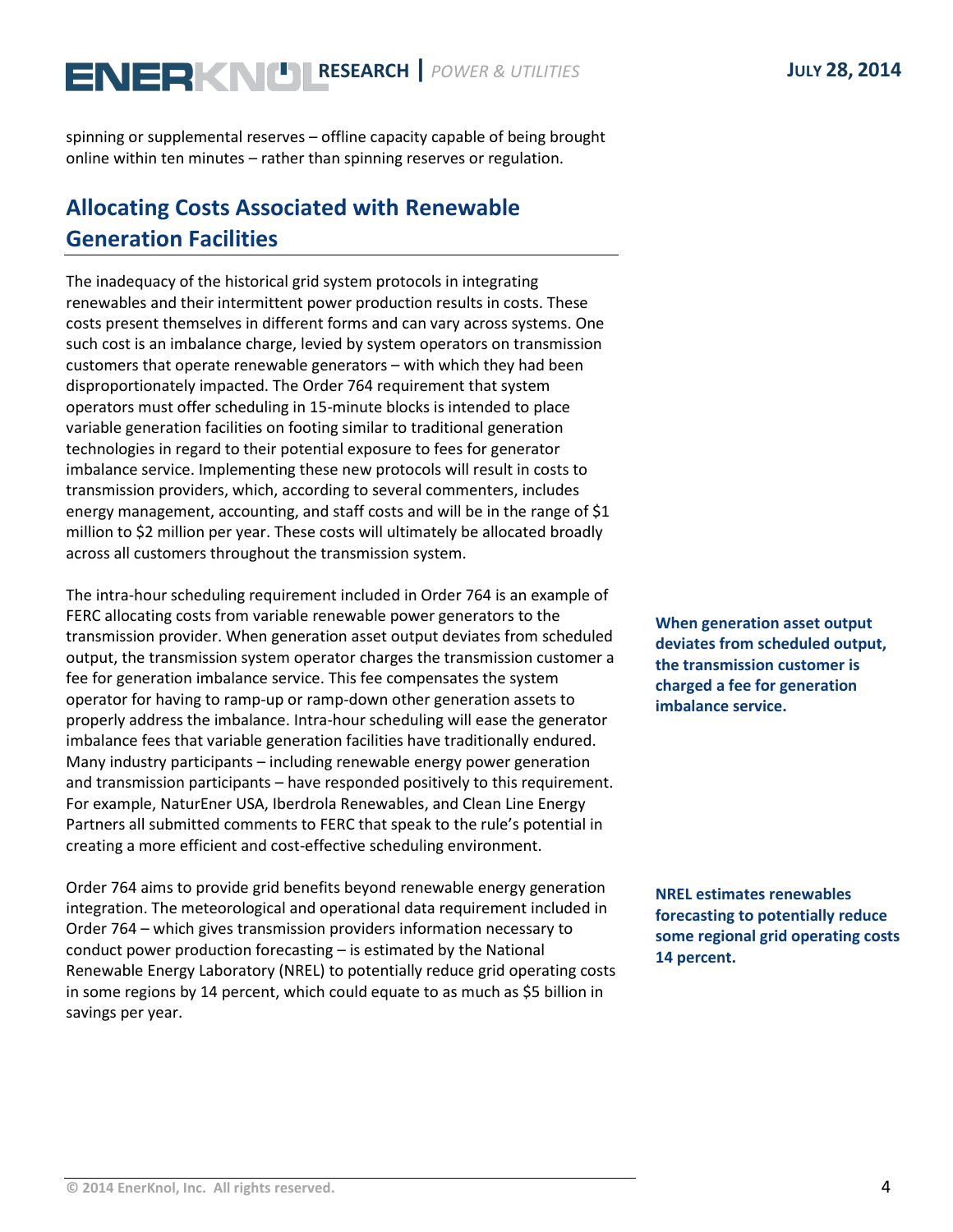spinning or supplemental reserves – offline capacity capable of being brought online within ten minutes – rather than spinning reserves or regulation.

## Allocating Costs Associated with Renewable Generation Facilities

The inadequacy of the historical grid system protocols in integrating renewables and their intermittent power production results in costs. These costs present themselves in different forms and can vary across systems. One such cost is an imbalance charge, levied by system operators on transmission customers that operate renewable generators – with which they had been disproportionately impacted. The Order 764 requirement that system operators must offer scheduling in 15-minute blocks is intended to place variable generation facilities on footing similar to traditional generation technologies in regard to their potential exposure to fees for generator imbalance service. Implementing these new protocols will result in costs to transmission providers, which, according to several commenters, includes energy management, accounting, and staff costs and will be in the range of $1 million to $2 million per year. These costs will ultimately be allocated broadly across all customers throughout the transmission system.

The intra-hour scheduling requirement included in Order 764 is an example of FERC allocating costs from variable renewable power generators to the transmission provider. When generation asset output deviates from scheduled output, the transmission system operator charges the transmission customer a fee for generation imbalance service. This fee compensates the system operator for having to ramp-up or ramp-down other generation assets to properly address the imbalance. Intra-hour scheduling will ease the generator imbalance fees that variable generation facilities have traditionally endured. Many industry participants – including renewable energy power generation and transmission participants – have responded positively to this requirement. For example, NaturEner USA, Iberdrola Renewables, and Clean Line Energy Partners all submitted comments to FERC that speak to the rule's potential in creating a more efficient and cost-effective scheduling environment.

**When generation asset output deviates from scheduled output, the transmission customer is charged a fee for generation imbalance service.**

Order 764 aims to provide grid benefits beyond renewable energy generation integration. The meteorological and operational data requirement included in Order 764 – which gives transmission providers information necessary to conduct power production forecasting – is estimated by the National Renewable Energy Laboratory (NREL) to potentially reduce grid operating costs in some regions by 14 percent, which could equate to as much as $5 billion in savings per year.

**NREL estimates renewables forecasting to potentially reduce some regional grid operating costs 14 percent.**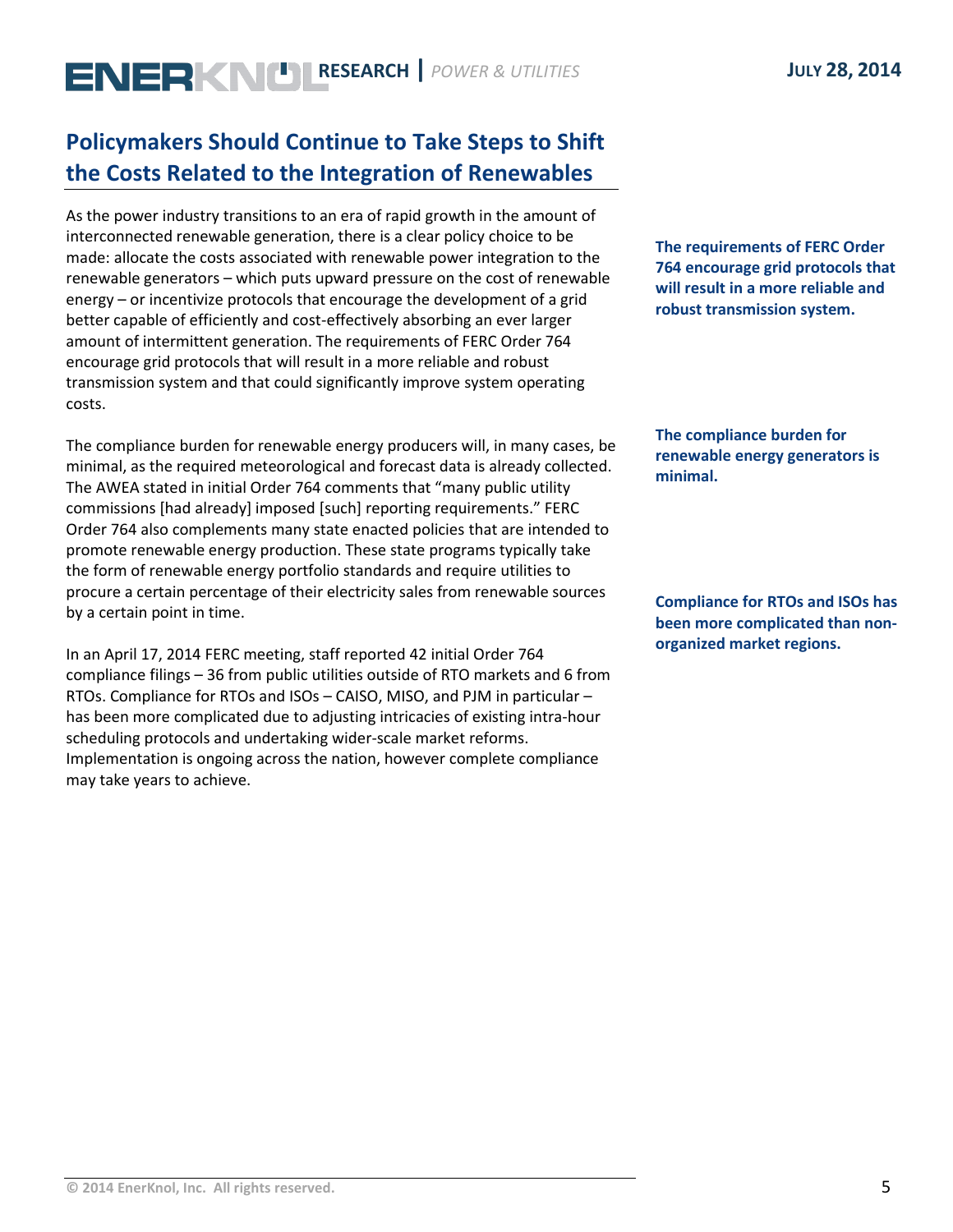## Policymakers Should Continue to Take Steps to Shift the Costs Related to the Integration of Renewables

As the power industry transitions to an era of rapid growth in the amount of interconnected renewable generation, there is a clear policy choice to be made: allocate the costs associated with renewable power integration to the renewable generators – which puts upward pressure on the cost of renewable energy – or incentivize protocols that encourage the development of a grid better capable of efficiently and cost-effectively absorbing an ever larger amount of intermittent generation. The requirements of FERC Order 764 encourage grid protocols that will result in a more reliable and robust transmission system and that could significantly improve system operating costs.

**The requirements of FERC Order 764 encourage grid protocols that will result in a more reliable and robust transmission system.**

The compliance burden for renewable energy producers will, in many cases, be minimal, as the required meteorological and forecast data is already collected. The AWEA stated in initial Order 764 comments that "many public utility commissions [had already] imposed [such] reporting requirements." FERC Order 764 also complements many state enacted policies that are intended to promote renewable energy production. These state programs typically take the form of renewable energy portfolio standards and require utilities to procure a certain percentage of their electricity sales from renewable sources by a certain point in time.

**The compliance burden for renewable energy generators is minimal.**

In an April 17, 2014 FERC meeting, staff reported 42 initial Order 764 compliance filings – 36 from public utilities outside of RTO markets and 6 from RTOs. Compliance for RTOs and ISOs – CAISO, MISO, and PJM in particular – has been more complicated due to adjusting intricacies of existing intra-hour scheduling protocols and undertaking wider-scale market reforms. Implementation is ongoing across the nation, however complete compliance may take years to achieve.

**Compliance for RTOs and ISOs has been more complicated than non-organized market regions.**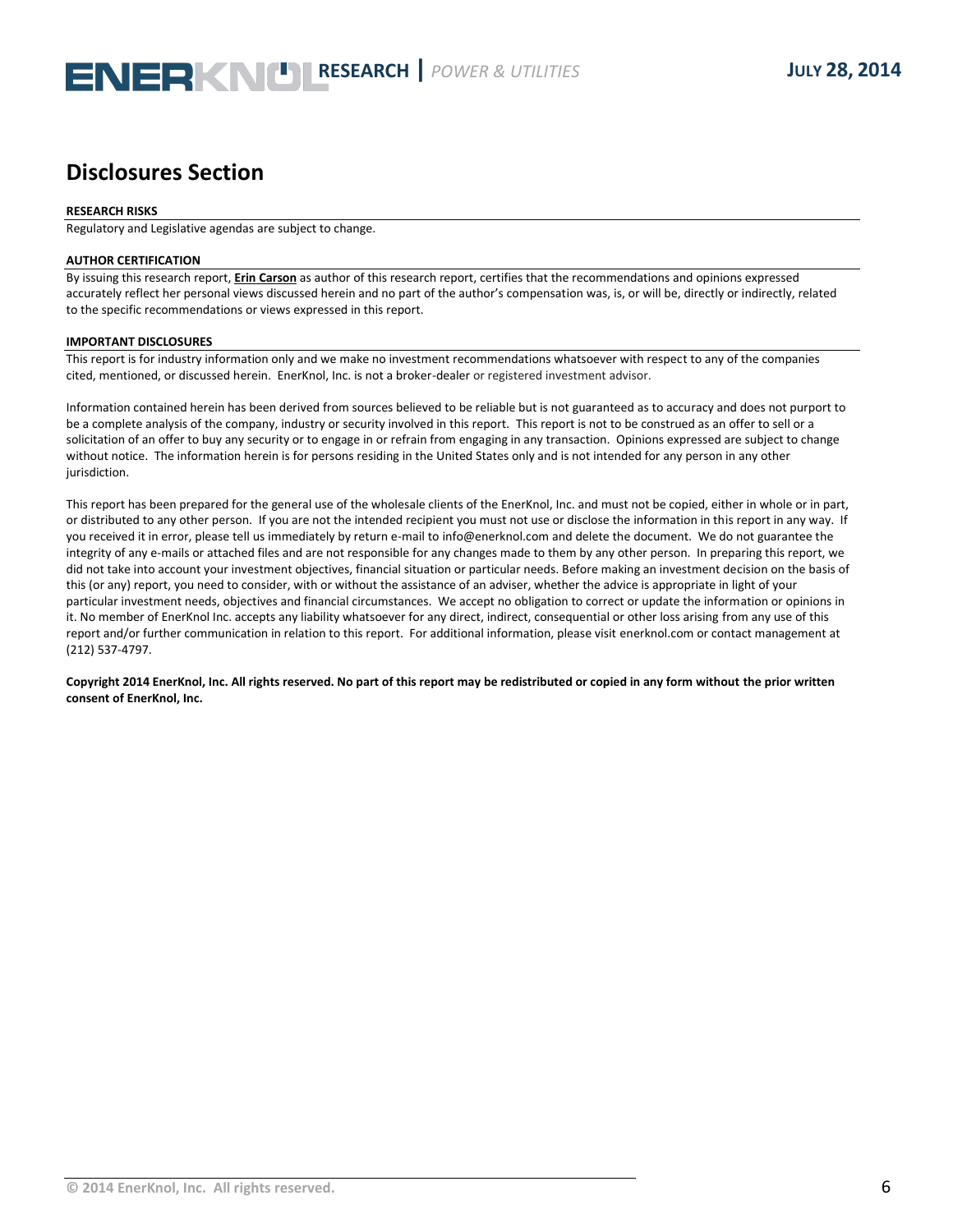# Disclosures Section

**RESEARCH RISKS**

Regulatory and Legislative agendas are subject to change.

**AUTHOR CERTIFICATION**

By issuing this research report, **Erin Carson** as author of this research report, certifies that the recommendations and opinions expressed accurately reflect her personal views discussed herein and no part of the author's compensation was, is, or will be, directly or indirectly, related to the specific recommendations or views expressed in this report.

**IMPORTANT DISCLOSURES**

This report is for industry information only and we make no investment recommendations whatsoever with respect to any of the companies cited, mentioned, or discussed herein. EnerKnol, Inc. is not a broker-dealer or registered investment advisor.

Information contained herein has been derived from sources believed to be reliable but is not guaranteed as to accuracy and does not purport to be a complete analysis of the company, industry or security involved in this report. This report is not to be construed as an offer to sell or a solicitation of an offer to buy any security or to engage in or refrain from engaging in any transaction. Opinions expressed are subject to change without notice. The information herein is for persons residing in the United States only and is not intended for any person in any other jurisdiction.

This report has been prepared for the general use of the wholesale clients of the EnerKnol, Inc. and must not be copied, either in whole or in part, or distributed to any other person. If you are not the intended recipient you must not use or disclose the information in this report in any way. If you received it in error, please tell us immediately by return e-mail to info@enerknol.com and delete the document. We do not guarantee the integrity of any e-mails or attached files and are not responsible for any changes made to them by any other person. In preparing this report, we did not take into account your investment objectives, financial situation or particular needs. Before making an investment decision on the basis of this (or any) report, you need to consider, with or without the assistance of an adviser, whether the advice is appropriate in light of your particular investment needs, objectives and financial circumstances. We accept no obligation to correct or update the information or opinions in it. No member of EnerKnol Inc. accepts any liability whatsoever for any direct, indirect, consequential or other loss arising from any use of this report and/or further communication in relation to this report. For additional information, please visit enerknol.com or contact management at (212) 537-4797.

**Copyright 2014 EnerKnol, Inc. All rights reserved. No part of this report may be redistributed or copied in any form without the prior written consent of EnerKnol, Inc.**